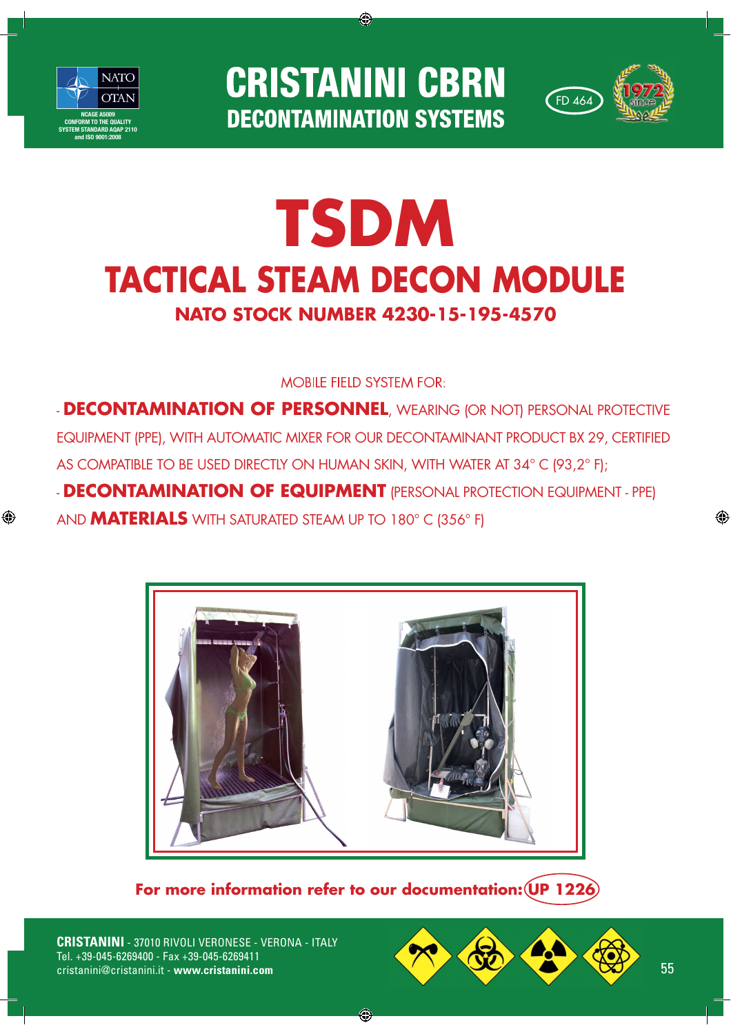NATO OTAN

NCAGE A5009
CONFORM TO THE QUALITY SYSTEM STANDARD AQAP 2110 and ISO 9001:2008

# CRISTANINI CBRN
## DECONTAMINATION SYSTEMS

FD 464

1972 since

# TSDM
## TACTICAL STEAM DECON MODULE
### NATO STOCK NUMBER 4230-15-195-4570

MOBILE FIELD SYSTEM FOR:

- **DECONTAMINATION OF PERSONNEL**, WEARING (OR NOT) PERSONAL PROTECTIVE EQUIPMENT (PPE), WITH AUTOMATIC MIXER FOR OUR DECONTAMINANT PRODUCT BX 29, CERTIFIED AS COMPATIBLE TO BE USED DIRECTLY ON HUMAN SKIN, WITH WATER AT 34° C (93,2° F);
- **DECONTAMINATION OF EQUIPMENT** (PERSONAL PROTECTION EQUIPMENT - PPE) AND **MATERIALS** WITH SATURATED STEAM UP TO 180° C (356° F)

**For more information refer to our documentation: UP 1226**

**CRISTANINI** - 37010 RIVOLI VERONESE - VERONA - ITALY
Tel. +39-045-6269400 - Fax +39-045-6269411
cristanini@cristanini.it - **www.cristanini.com**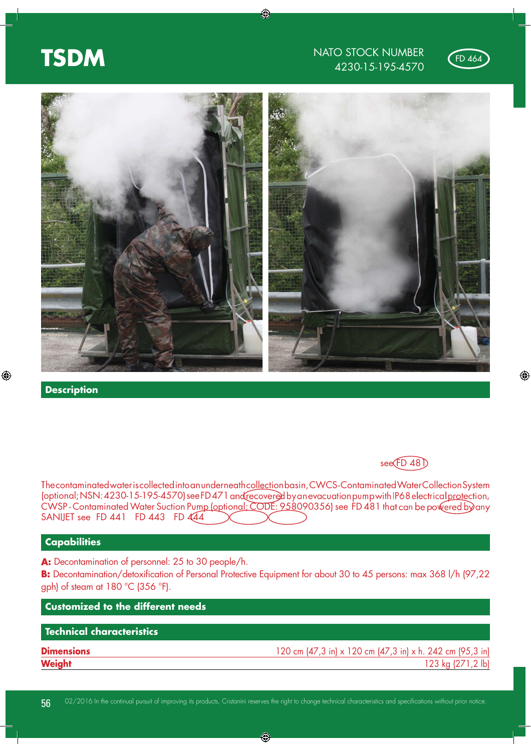# TSDM

NATO STOCK NUMBER
4230-15-195-4570

FD 464

## Description

see FD 481

The contaminated water is collected into an underneath collection basin, CWCS-Contaminated Water Collection System (optional; NSN: 4230-15-195-4570) see FD 471 and recovered by an evacuation pump with IP68 electrical protection, CWSP - Contaminated Water Suction Pump (optional; CODE: 958090356) see FD 481 that can be powered by any SANIJET see FD 441 FD 443 FD 444

## Capabilities

**A:** Decontamination of personnel: 25 to 30 people/h.

**B:** Decontamination/detoxification of Personal Protective Equipment for about 30 to 45 persons: max 368 l/h (97,22 gph) of steam at 180 °C (356 °F).

## Customized to the different needs

## Technical characteristics

| | |
|---|---|
| **Dimensions** | 120 cm (47,3 in) x 120 cm (47,3 in) x h. 242 cm (95,3 in) |
| **Weight** | 123 kg (271,2 lb) |

02/2016 In the continual pursuit of improving its products, Cristanini reserves the right to change technical characteristics and specifications without prior notice.